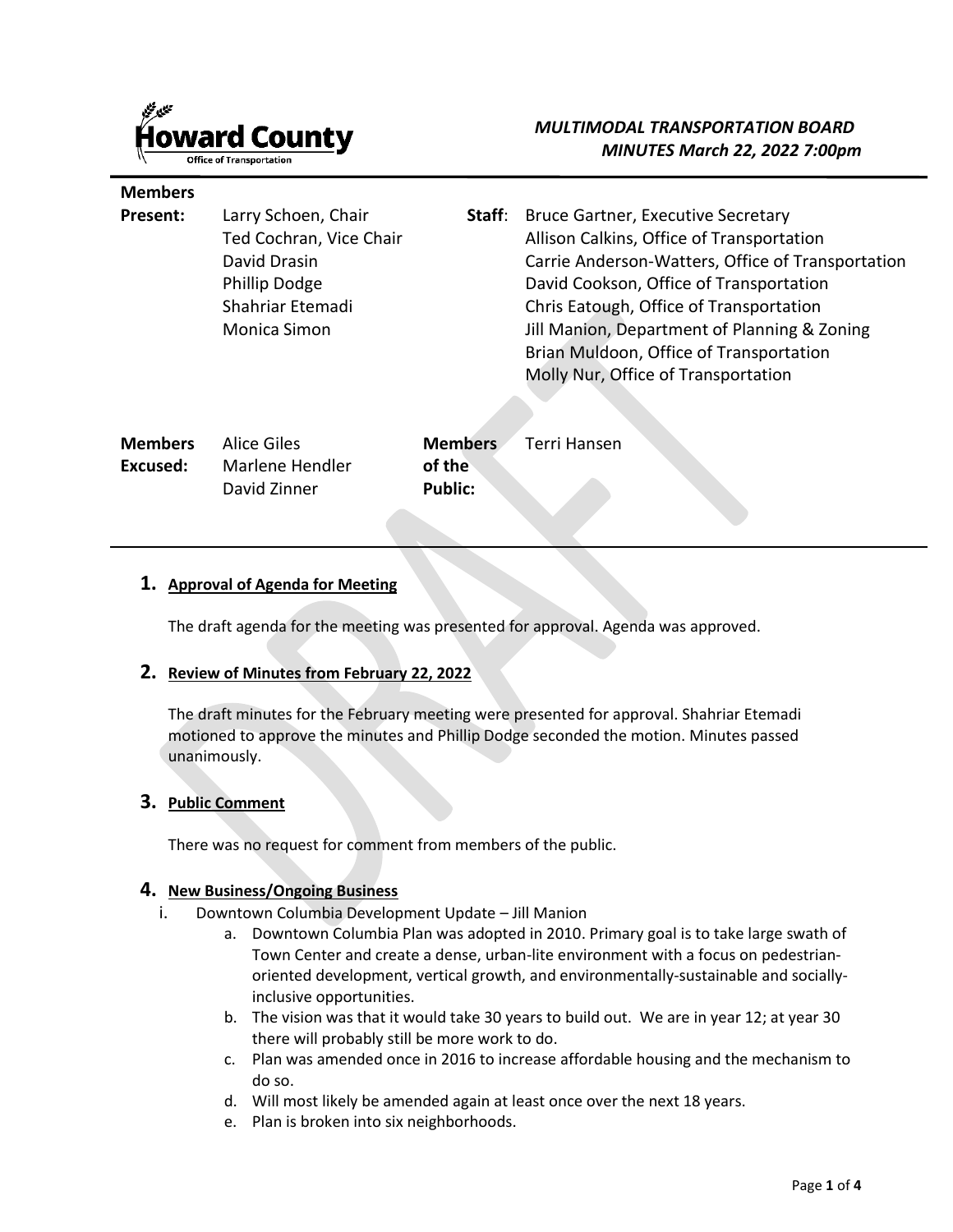Howard County
Office of Transportation

*MULTIMODAL TRANSPORTATION BOARD*
*MINUTES March 22, 2022 7:00pm*

**Members Present:**
Larry Schoen, Chair
Ted Cochran, Vice Chair
David Drasin
Phillip Dodge
Shahriar Etemadi
Monica Simon

**Staff:**
Bruce Gartner, Executive Secretary
Allison Calkins, Office of Transportation
Carrie Anderson-Watters, Office of Transportation
David Cookson, Office of Transportation
Chris Eatough, Office of Transportation
Jill Manion, Department of Planning & Zoning
Brian Muldoon, Office of Transportation
Molly Nur, Office of Transportation

**Members Excused:**
Alice Giles
Marlene Hendler
David Zinner

**Members of the Public:**
Terri Hansen

## 1. Approval of Agenda for Meeting

The draft agenda for the meeting was presented for approval. Agenda was approved.

## 2. Review of Minutes from February 22, 2022

The draft minutes for the February meeting were presented for approval. Shahriar Etemadi motioned to approve the minutes and Phillip Dodge seconded the motion. Minutes passed unanimously.

## 3. Public Comment

There was no request for comment from members of the public.

## 4. New Business/Ongoing Business

i. Downtown Columbia Development Update – Jill Manion
   a. Downtown Columbia Plan was adopted in 2010. Primary goal is to take large swath of Town Center and create a dense, urban-lite environment with a focus on pedestrian-oriented development, vertical growth, and environmentally-sustainable and socially-inclusive opportunities.
   b. The vision was that it would take 30 years to build out. We are in year 12; at year 30 there will probably still be more work to do.
   c. Plan was amended once in 2016 to increase affordable housing and the mechanism to do so.
   d. Will most likely be amended again at least once over the next 18 years.
   e. Plan is broken into six neighborhoods.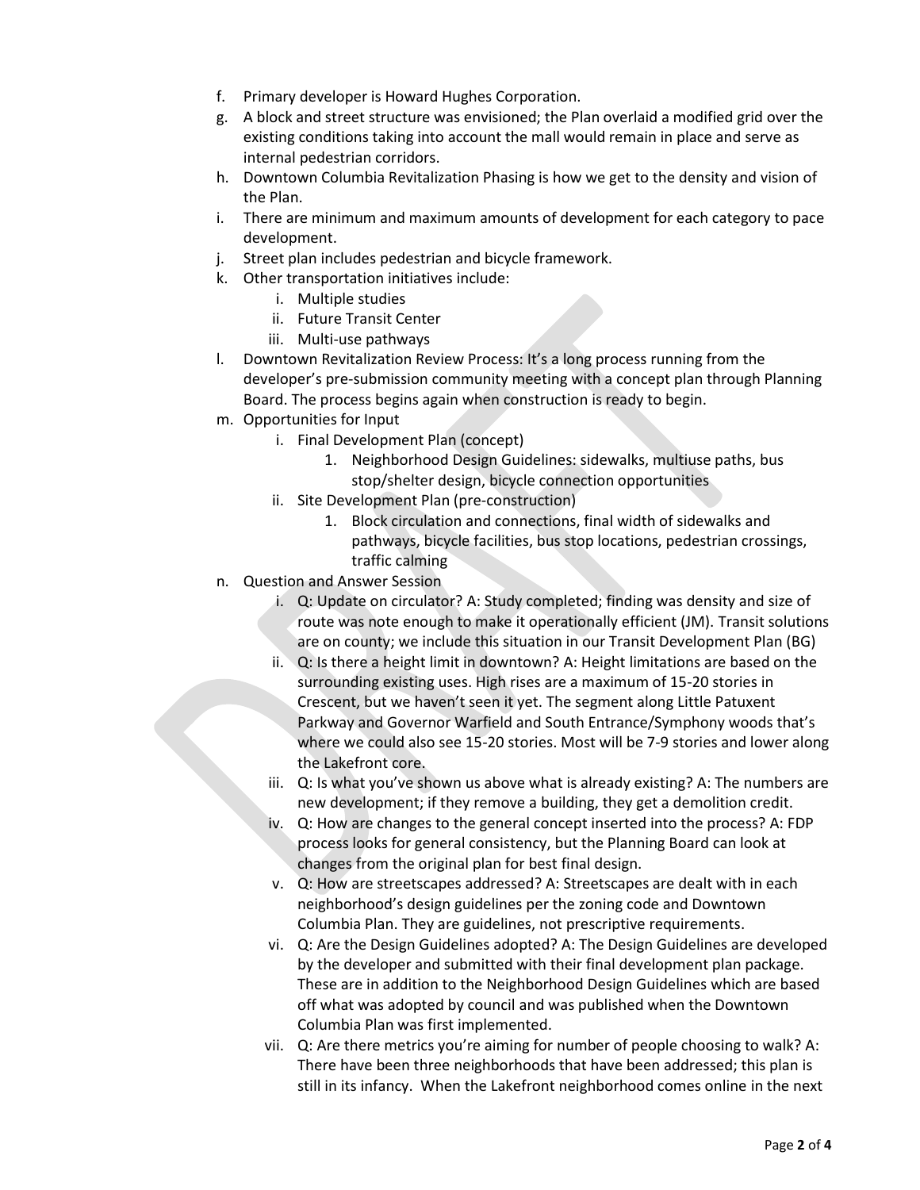f. Primary developer is Howard Hughes Corporation.
g. A block and street structure was envisioned; the Plan overlaid a modified grid over the existing conditions taking into account the mall would remain in place and serve as internal pedestrian corridors.
h. Downtown Columbia Revitalization Phasing is how we get to the density and vision of the Plan.
i. There are minimum and maximum amounts of development for each category to pace development.
j. Street plan includes pedestrian and bicycle framework.
k. Other transportation initiatives include:
   i. Multiple studies
   ii. Future Transit Center
   iii. Multi-use pathways
l. Downtown Revitalization Review Process: It's a long process running from the developer's pre-submission community meeting with a concept plan through Planning Board. The process begins again when construction is ready to begin.
m. Opportunities for Input
   i. Final Development Plan (concept)
      1. Neighborhood Design Guidelines: sidewalks, multiuse paths, bus stop/shelter design, bicycle connection opportunities
   ii. Site Development Plan (pre-construction)
      1. Block circulation and connections, final width of sidewalks and pathways, bicycle facilities, bus stop locations, pedestrian crossings, traffic calming
n. Question and Answer Session
   i. Q: Update on circulator? A: Study completed; finding was density and size of route was note enough to make it operationally efficient (JM). Transit solutions are on county; we include this situation in our Transit Development Plan (BG)
   ii. Q: Is there a height limit in downtown? A: Height limitations are based on the surrounding existing uses. High rises are a maximum of 15-20 stories in Crescent, but we haven't seen it yet. The segment along Little Patuxent Parkway and Governor Warfield and South Entrance/Symphony woods that's where we could also see 15-20 stories. Most will be 7-9 stories and lower along the Lakefront core.
   iii. Q: Is what you've shown us above what is already existing? A: The numbers are new development; if they remove a building, they get a demolition credit.
   iv. Q: How are changes to the general concept inserted into the process? A: FDP process looks for general consistency, but the Planning Board can look at changes from the original plan for best final design.
   v. Q: How are streetscapes addressed? A: Streetscapes are dealt with in each neighborhood's design guidelines per the zoning code and Downtown Columbia Plan. They are guidelines, not prescriptive requirements.
   vi. Q: Are the Design Guidelines adopted? A: The Design Guidelines are developed by the developer and submitted with their final development plan package. These are in addition to the Neighborhood Design Guidelines which are based off what was adopted by council and was published when the Downtown Columbia Plan was first implemented.
   vii. Q: Are there metrics you're aiming for number of people choosing to walk? A: There have been three neighborhoods that have been addressed; this plan is still in its infancy. When the Lakefront neighborhood comes online in the next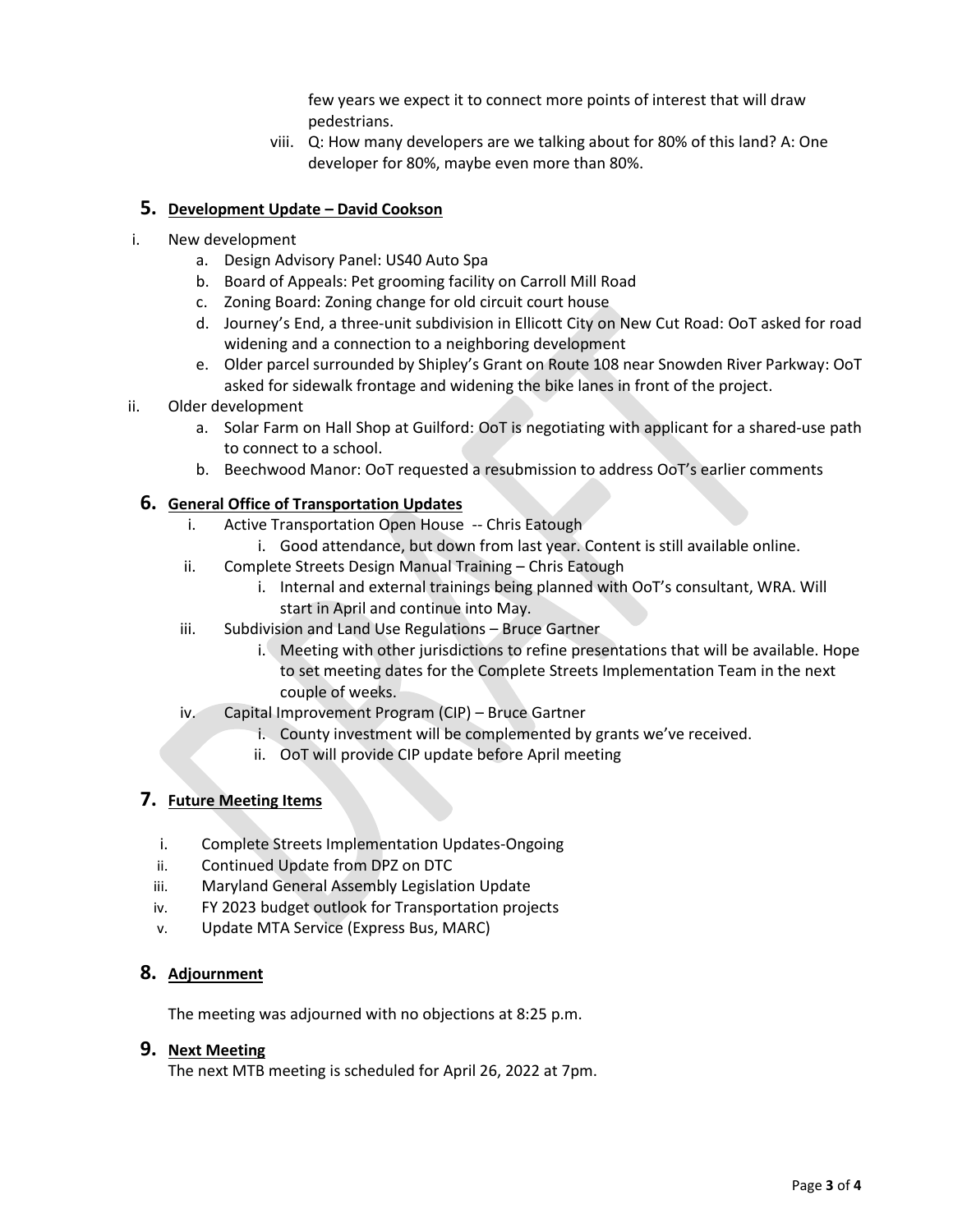few years we expect it to connect more points of interest that will draw pedestrians.

viii. Q: How many developers are we talking about for 80% of this land? A: One developer for 80%, maybe even more than 80%.

## 5. Development Update – David Cookson

i. New development
   a. Design Advisory Panel: US40 Auto Spa
   b. Board of Appeals: Pet grooming facility on Carroll Mill Road
   c. Zoning Board: Zoning change for old circuit court house
   d. Journey's End, a three-unit subdivision in Ellicott City on New Cut Road: OoT asked for road widening and a connection to a neighboring development
   e. Older parcel surrounded by Shipley's Grant on Route 108 near Snowden River Parkway: OoT asked for sidewalk frontage and widening the bike lanes in front of the project.

ii. Older development
   a. Solar Farm on Hall Shop at Guilford: OoT is negotiating with applicant for a shared-use path to connect to a school.
   b. Beechwood Manor: OoT requested a resubmission to address OoT's earlier comments

## 6. General Office of Transportation Updates

i. Active Transportation Open House -- Chris Eatough
   i. Good attendance, but down from last year. Content is still available online.

ii. Complete Streets Design Manual Training – Chris Eatough
   i. Internal and external trainings being planned with OoT's consultant, WRA. Will start in April and continue into May.

iii. Subdivision and Land Use Regulations – Bruce Gartner
   i. Meeting with other jurisdictions to refine presentations that will be available. Hope to set meeting dates for the Complete Streets Implementation Team in the next couple of weeks.

iv. Capital Improvement Program (CIP) – Bruce Gartner
   i. County investment will be complemented by grants we've received.
   ii. OoT will provide CIP update before April meeting

## 7. Future Meeting Items

i. Complete Streets Implementation Updates-Ongoing
ii. Continued Update from DPZ on DTC
iii. Maryland General Assembly Legislation Update
iv. FY 2023 budget outlook for Transportation projects
v. Update MTA Service (Express Bus, MARC)

## 8. Adjournment

The meeting was adjourned with no objections at 8:25 p.m.

## 9. Next Meeting

The next MTB meeting is scheduled for April 26, 2022 at 7pm.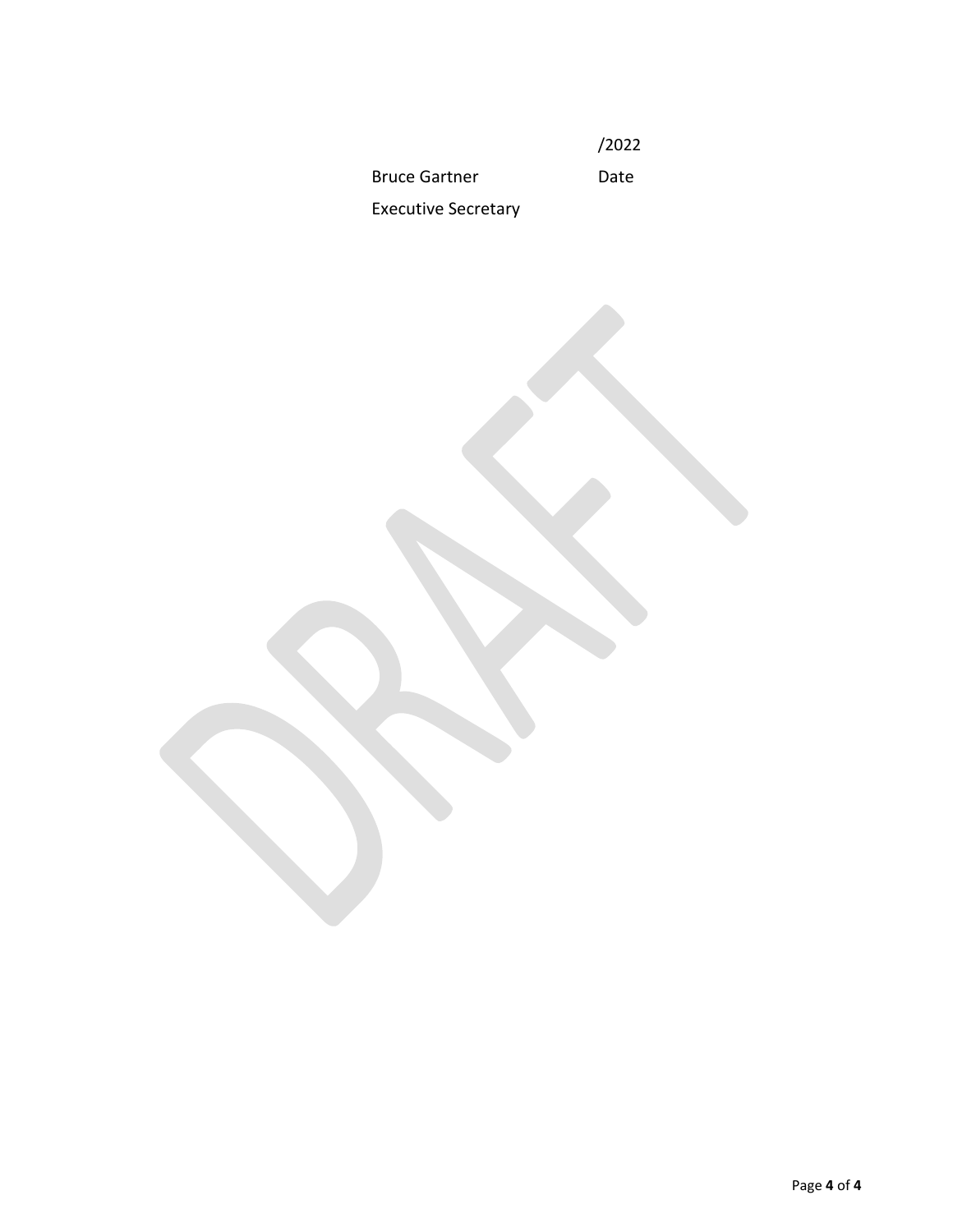/2022

Bruce Gartner Date

Executive Secretary

DRAFT